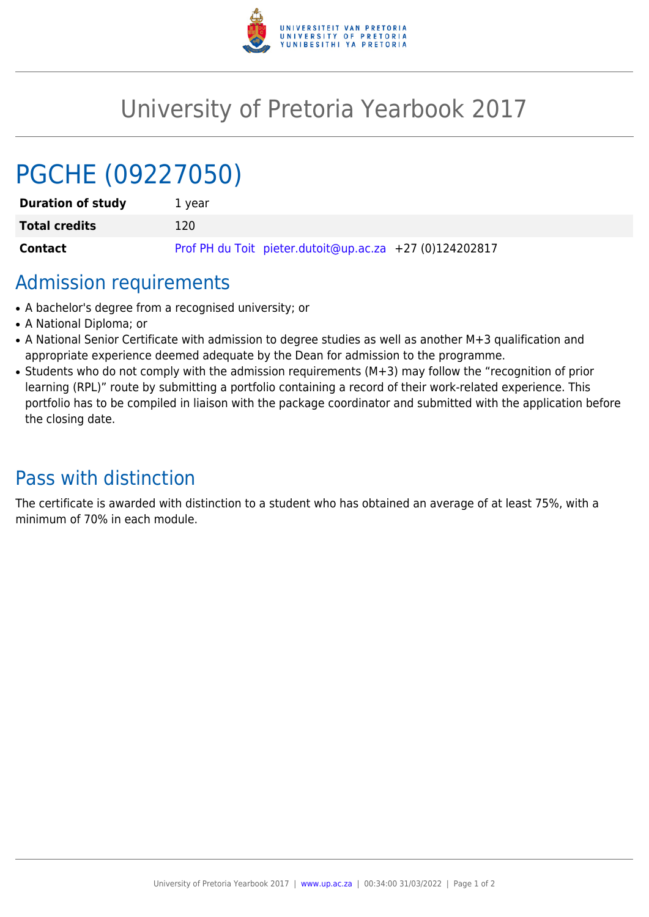# University of Pretoria Yearbook 2017

## PGCHE (09227050)

| Duration of study | 1 year |
|---|---|
| Total credits | 120 |
| Contact | Prof PH du Toit pieter.dutoit@up.ac.za +27 (0)124202817 |

## Admission requirements

- A bachelor's degree from a recognised university; or
- A National Diploma; or
- A National Senior Certificate with admission to degree studies as well as another M+3 qualification and appropriate experience deemed adequate by the Dean for admission to the programme.
- Students who do not comply with the admission requirements (M+3) may follow the "recognition of prior learning (RPL)" route by submitting a portfolio containing a record of their work-related experience. This portfolio has to be compiled in liaison with the package coordinator and submitted with the application before the closing date.

## Pass with distinction

The certificate is awarded with distinction to a student who has obtained an average of at least 75%, with a minimum of 70% in each module.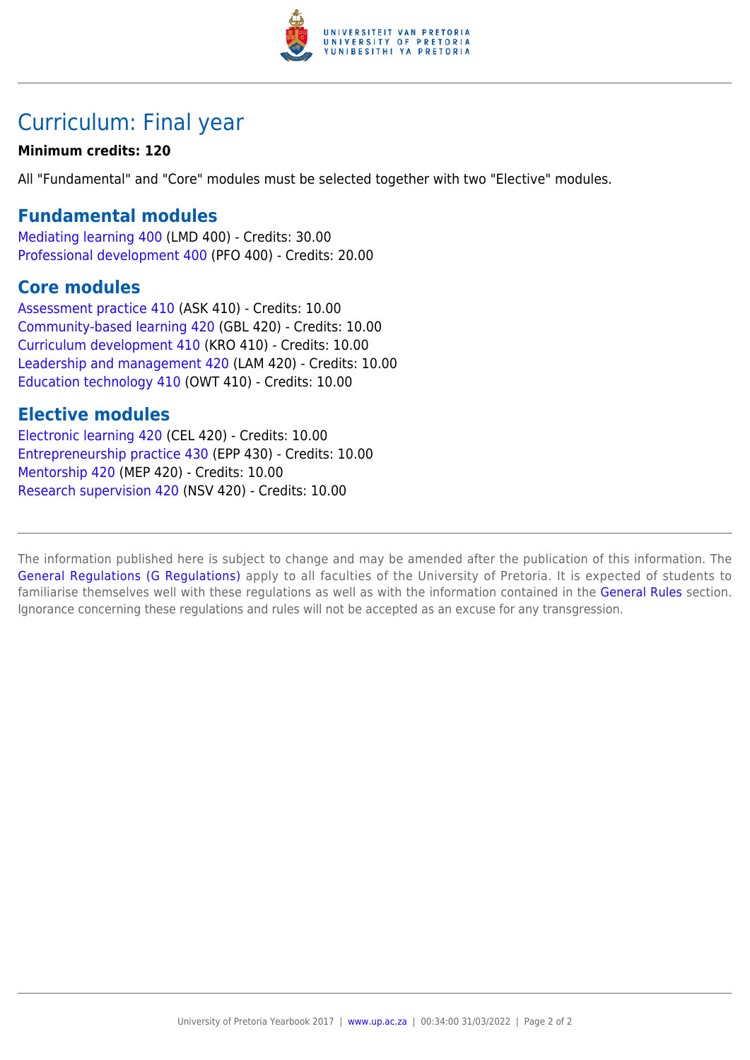# Curriculum: Final year

**Minimum credits: 120**

All "Fundamental" and "Core" modules must be selected together with two "Elective" modules.

## Fundamental modules

Mediating learning 400 (LMD 400) - Credits: 30.00
Professional development 400 (PFO 400) - Credits: 20.00

## Core modules

Assessment practice 410 (ASK 410) - Credits: 10.00
Community-based learning 420 (GBL 420) - Credits: 10.00
Curriculum development 410 (KRO 410) - Credits: 10.00
Leadership and management 420 (LAM 420) - Credits: 10.00
Education technology 410 (OWT 410) - Credits: 10.00

## Elective modules

Electronic learning 420 (CEL 420) - Credits: 10.00
Entrepreneurship practice 430 (EPP 430) - Credits: 10.00
Mentorship 420 (MEP 420) - Credits: 10.00
Research supervision 420 (NSV 420) - Credits: 10.00

---

The information published here is subject to change and may be amended after the publication of this information. The General Regulations (G Regulations) apply to all faculties of the University of Pretoria. It is expected of students to familiarise themselves well with these regulations as well as with the information contained in the General Rules section. Ignorance concerning these regulations and rules will not be accepted as an excuse for any transgression.